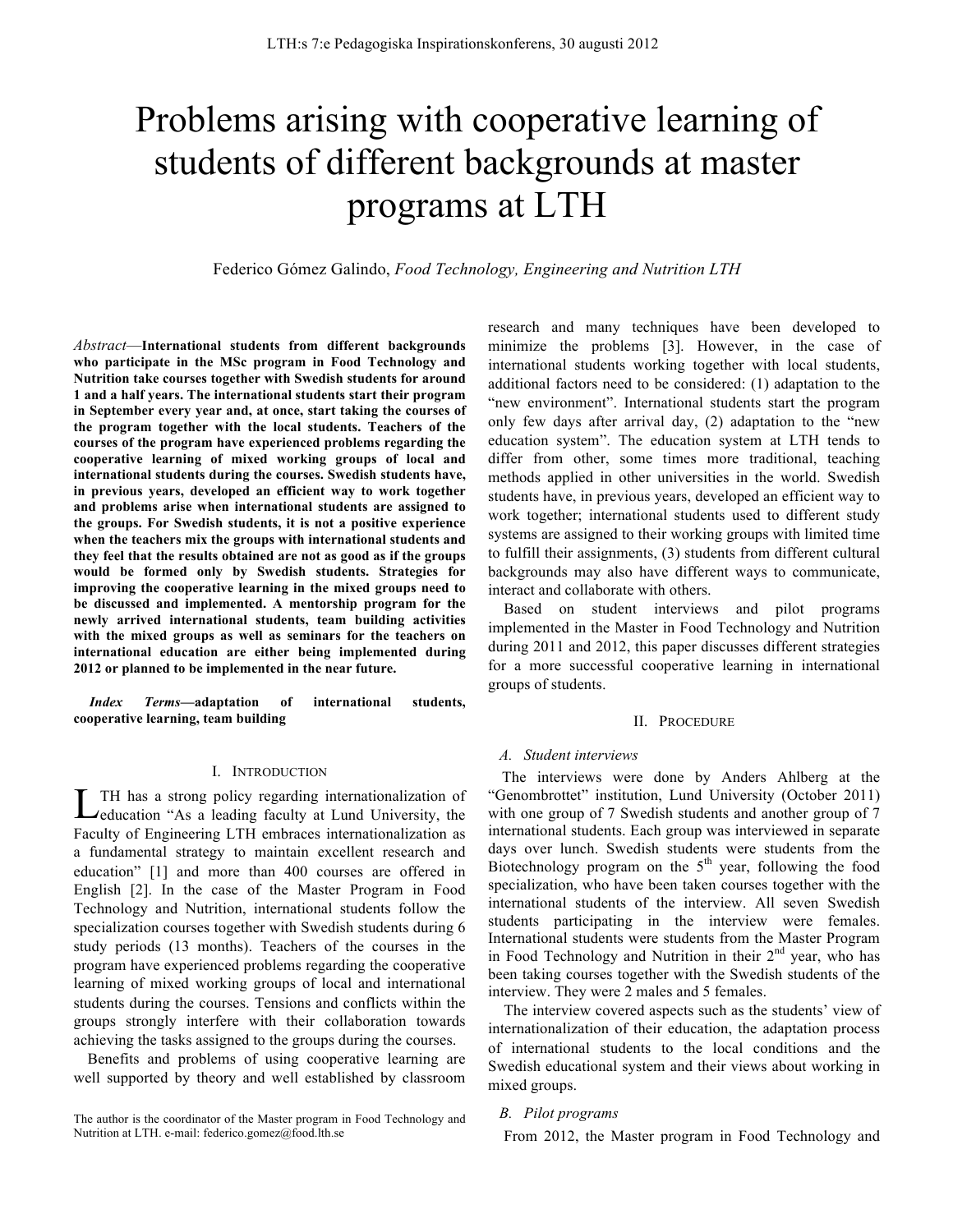# Problems arising with cooperative learning of students of different backgrounds at master programs at LTH

Federico Gómez Galindo, *Food Technology, Engineering and Nutrition LTH*

*Abstract*—**International students from different backgrounds who participate in the MSc program in Food Technology and Nutrition take courses together with Swedish students for around 1 and a half years. The international students start their program in September every year and, at once, start taking the courses of the program together with the local students. Teachers of the courses of the program have experienced problems regarding the cooperative learning of mixed working groups of local and international students during the courses. Swedish students have, in previous years, developed an efficient way to work together and problems arise when international students are assigned to the groups. For Swedish students, it is not a positive experience when the teachers mix the groups with international students and they feel that the results obtained are not as good as if the groups would be formed only by Swedish students. Strategies for improving the cooperative learning in the mixed groups need to be discussed and implemented. A mentorship program for the newly arrived international students, team building activities with the mixed groups as well as seminars for the teachers on international education are either being implemented during 2012 or planned to be implemented in the near future.**

*Index Terms*—**adaptation of international students, cooperative learning, team building**

## I. Introduction

LTH has a strong policy regarding internationalization of education "As a leading faculty at Lund University, the Faculty of Engineering LTH embraces internationalization as a fundamental strategy to maintain excellent research and education" [1] and more than 400 courses are offered in English [2]. In the case of the Master Program in Food Technology and Nutrition, international students follow the specialization courses together with Swedish students during 6 study periods (13 months). Teachers of the courses in the program have experienced problems regarding the cooperative learning of mixed working groups of local and international students during the courses. Tensions and conflicts within the groups strongly interfere with their collaboration towards achieving the tasks assigned to the groups during the courses.

Benefits and problems of using cooperative learning are well supported by theory and well established by classroom research and many techniques have been developed to minimize the problems [3]. However, in the case of international students working together with local students, additional factors need to be considered: (1) adaptation to the "new environment". International students start the program only few days after arrival day, (2) adaptation to the "new education system". The education system at LTH tends to differ from other, some times more traditional, teaching methods applied in other universities in the world. Swedish students have, in previous years, developed an efficient way to work together; international students used to different study systems are assigned to their working groups with limited time to fulfill their assignments, (3) students from different cultural backgrounds may also have different ways to communicate, interact and collaborate with others.

Based on student interviews and pilot programs implemented in the Master in Food Technology and Nutrition during 2011 and 2012, this paper discusses different strategies for a more successful cooperative learning in international groups of students.

The author is the coordinator of the Master program in Food Technology and Nutrition at LTH. e-mail: federico.gomez@food.lth.se

## II. Procedure

### A. Student interviews

The interviews were done by Anders Ahlberg at the "Genombrottet" institution, Lund University (October 2011) with one group of 7 Swedish students and another group of 7 international students. Each group was interviewed in separate days over lunch. Swedish students were students from the Biotechnology program on the 5th year, following the food specialization, who have been taken courses together with the international students of the interview. All seven Swedish students participating in the interview were females. International students were students from the Master Program in Food Technology and Nutrition in their 2nd year, who has been taking courses together with the Swedish students of the interview. They were 2 males and 5 females.

The interview covered aspects such as the students' view of internationalization of their education, the adaptation process of international students to the local conditions and the Swedish educational system and their views about working in mixed groups.

### B. Pilot programs

From 2012, the Master program in Food Technology and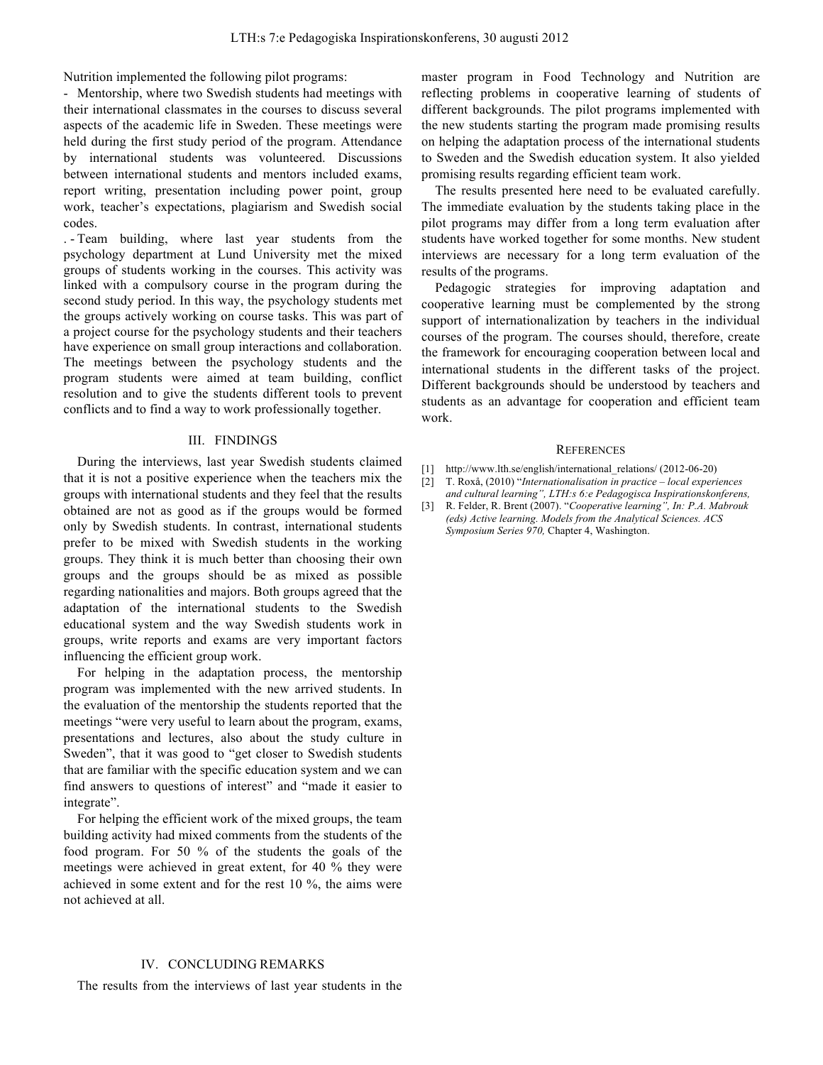Nutrition implemented the following pilot programs:

- Mentorship, where two Swedish students had meetings with their international classmates in the courses to discuss several aspects of the academic life in Sweden. These meetings were held during the first study period of the program. Attendance by international students was volunteered. Discussions between international students and mentors included exams, report writing, presentation including power point, group work, teacher's expectations, plagiarism and Swedish social codes.

. - Team building, where last year students from the psychology department at Lund University met the mixed groups of students working in the courses. This activity was linked with a compulsory course in the program during the second study period. In this way, the psychology students met the groups actively working on course tasks. This was part of a project course for the psychology students and their teachers have experience on small group interactions and collaboration. The meetings between the psychology students and the program students were aimed at team building, conflict resolution and to give the students different tools to prevent conflicts and to find a way to work professionally together.

## III. FINDINGS

During the interviews, last year Swedish students claimed that it is not a positive experience when the teachers mix the groups with international students and they feel that the results obtained are not as good as if the groups would be formed only by Swedish students. In contrast, international students prefer to be mixed with Swedish students in the working groups. They think it is much better than choosing their own groups and the groups should be as mixed as possible regarding nationalities and majors. Both groups agreed that the adaptation of the international students to the Swedish educational system and the way Swedish students work in groups, write reports and exams are very important factors influencing the efficient group work.

For helping in the adaptation process, the mentorship program was implemented with the new arrived students. In the evaluation of the mentorship the students reported that the meetings "were very useful to learn about the program, exams, presentations and lectures, also about the study culture in Sweden", that it was good to "get closer to Swedish students that are familiar with the specific education system and we can find answers to questions of interest" and "made it easier to integrate".

For helping the efficient work of the mixed groups, the team building activity had mixed comments from the students of the food program. For 50 % of the students the goals of the meetings were achieved in great extent, for 40 % they were achieved in some extent and for the rest 10 %, the aims were not achieved at all.

## IV. CONCLUDING REMARKS

The results from the interviews of last year students in the master program in Food Technology and Nutrition are reflecting problems in cooperative learning of students of different backgrounds. The pilot programs implemented with the new students starting the program made promising results on helping the adaptation process of the international students to Sweden and the Swedish education system. It also yielded promising results regarding efficient team work.

The results presented here need to be evaluated carefully. The immediate evaluation by the students taking place in the pilot programs may differ from a long term evaluation after students have worked together for some months. New student interviews are necessary for a long term evaluation of the results of the programs.

Pedagogic strategies for improving adaptation and cooperative learning must be complemented by the strong support of internationalization by teachers in the individual courses of the program. The courses should, therefore, create the framework for encouraging cooperation between local and international students in the different tasks of the project. Different backgrounds should be understood by teachers and students as an advantage for cooperation and efficient team work.

## REFERENCES

[1] http://www.lth.se/english/international_relations/ (2012-06-20)

[2] T. Roxå, (2010) "*Internationalisation in practice – local experiences and cultural learning", LTH:s 6:e Pedagogisca Inspirationskonferens,*

[3] R. Felder, R. Brent (2007). "*Cooperative learning", In: P.A. Mabrouk (eds) Active learning. Models from the Analytical Sciences. ACS Symposium Series 970,* Chapter 4, Washington.